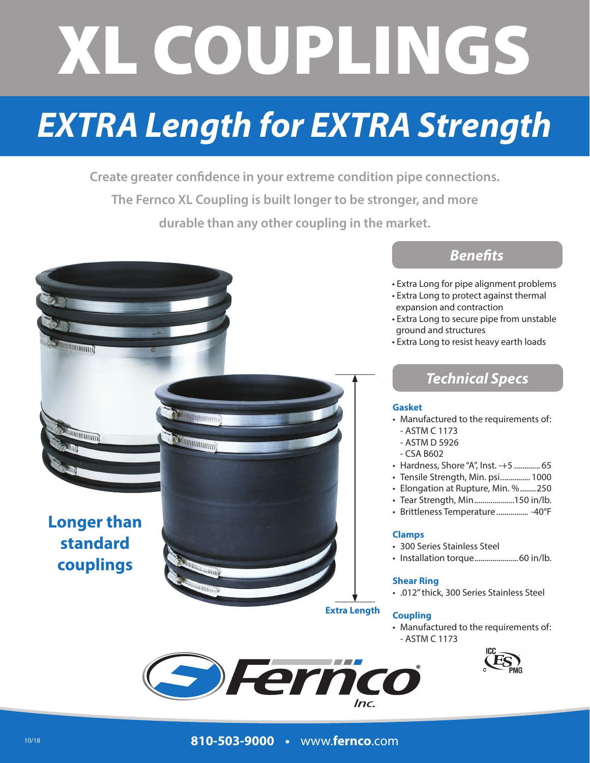# XL COUPLINGS

## *EXTRA Length for EXTRA Strength*

**Create greater confidence in your extreme condition pipe connections. The Fernco XL Coupling is built longer to be stronger, and more durable than any other coupling in the market.**

**Longer than standard couplings**

**Extra Length**

## *Benefits*

- Extra Long for pipe alignment problems
- Extra Long to protect against thermal expansion and contraction
- Extra Long to secure pipe from unstable ground and structures
- Extra Long to resist heavy earth loads

## *Technical Specs*

### Gasket

- Manufactured to the requirements of:
  - ASTM C 1173
  - ASTM D 5926
  - CSA B602
- Hardness, Shore "A", Inst. -+5 ............. 65
- Tensile Strength, Min. psi............... 1000
- Elongation at Rupture, Min. %........250
- Tear Strength, Min....................150 in/lb.
- Brittleness Temperature ................ -40°F

### Clamps

- 300 Series Stainless Steel
- Installation torque......................60 in/lb.

### Shear Ring

- .012" thick, 300 Series Stainless Steel

### Coupling

- Manufactured to the requirements of:
  - ASTM C 1173

Fernco Inc.

ICC ES PMG

10/18

**810-503-9000** • www.**fernco**.com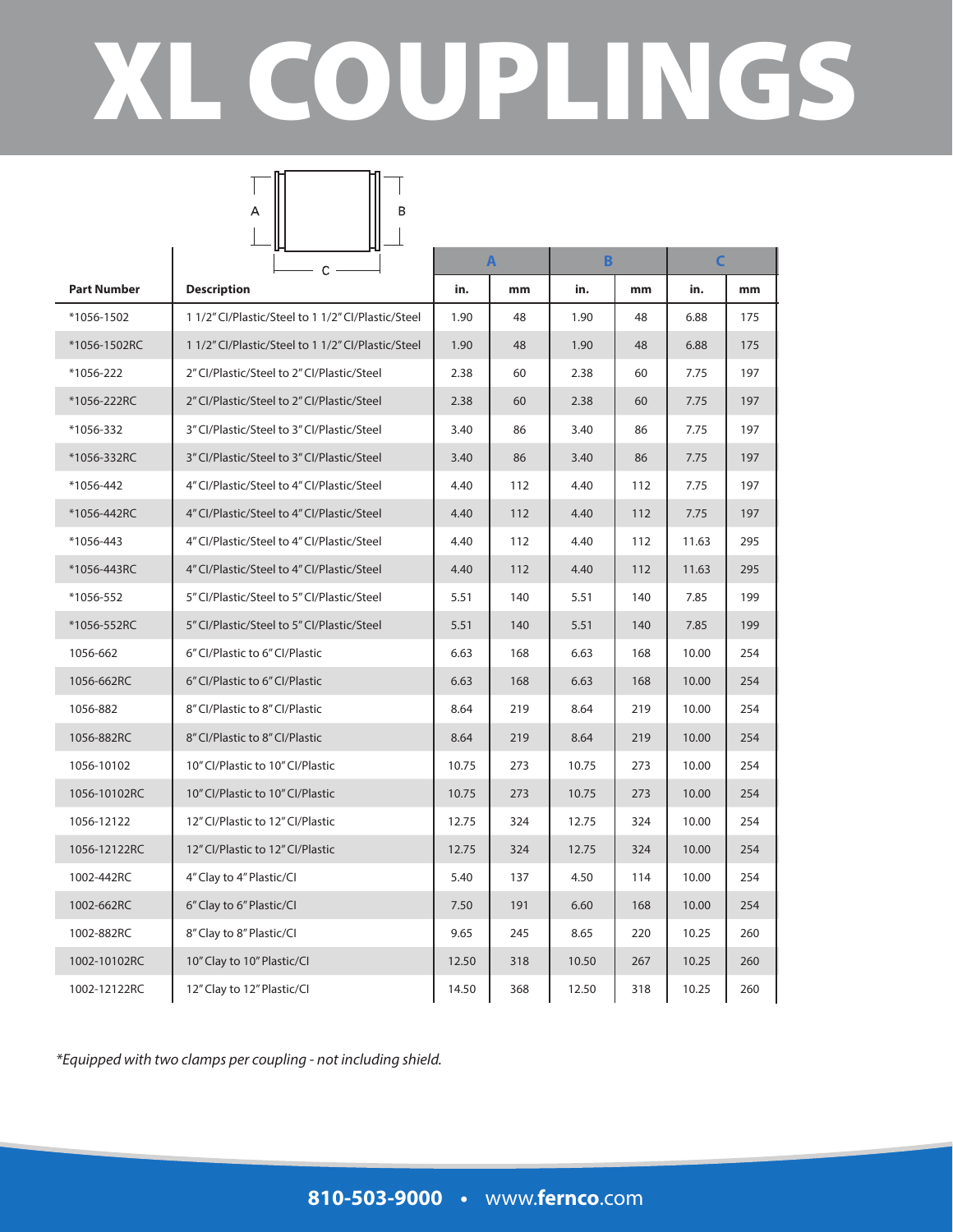# XL COUPLINGS

| Part Number | Description | A | | B | | C | |
|---|---|---|---|---|---|---|---|
| | | in. | mm | in. | mm | in. | mm |
| *1056-1502 | 1 1/2" CI/Plastic/Steel to 1 1/2" CI/Plastic/Steel | 1.90 | 48 | 1.90 | 48 | 6.88 | 175 |
| *1056-1502RC | 1 1/2" CI/Plastic/Steel to 1 1/2" CI/Plastic/Steel | 1.90 | 48 | 1.90 | 48 | 6.88 | 175 |
| *1056-222 | 2" CI/Plastic/Steel to 2" CI/Plastic/Steel | 2.38 | 60 | 2.38 | 60 | 7.75 | 197 |
| *1056-222RC | 2" CI/Plastic/Steel to 2" CI/Plastic/Steel | 2.38 | 60 | 2.38 | 60 | 7.75 | 197 |
| *1056-332 | 3" CI/Plastic/Steel to 3" CI/Plastic/Steel | 3.40 | 86 | 3.40 | 86 | 7.75 | 197 |
| *1056-332RC | 3" CI/Plastic/Steel to 3" CI/Plastic/Steel | 3.40 | 86 | 3.40 | 86 | 7.75 | 197 |
| *1056-442 | 4" CI/Plastic/Steel to 4" CI/Plastic/Steel | 4.40 | 112 | 4.40 | 112 | 7.75 | 197 |
| *1056-442RC | 4" CI/Plastic/Steel to 4" CI/Plastic/Steel | 4.40 | 112 | 4.40 | 112 | 7.75 | 197 |
| *1056-443 | 4" CI/Plastic/Steel to 4" CI/Plastic/Steel | 4.40 | 112 | 4.40 | 112 | 11.63 | 295 |
| *1056-443RC | 4" CI/Plastic/Steel to 4" CI/Plastic/Steel | 4.40 | 112 | 4.40 | 112 | 11.63 | 295 |
| *1056-552 | 5" CI/Plastic/Steel to 5" CI/Plastic/Steel | 5.51 | 140 | 5.51 | 140 | 7.85 | 199 |
| *1056-552RC | 5" CI/Plastic/Steel to 5" CI/Plastic/Steel | 5.51 | 140 | 5.51 | 140 | 7.85 | 199 |
| 1056-662 | 6" CI/Plastic to 6" CI/Plastic | 6.63 | 168 | 6.63 | 168 | 10.00 | 254 |
| 1056-662RC | 6" CI/Plastic to 6" CI/Plastic | 6.63 | 168 | 6.63 | 168 | 10.00 | 254 |
| 1056-882 | 8" CI/Plastic to 8" CI/Plastic | 8.64 | 219 | 8.64 | 219 | 10.00 | 254 |
| 1056-882RC | 8" CI/Plastic to 8" CI/Plastic | 8.64 | 219 | 8.64 | 219 | 10.00 | 254 |
| 1056-10102 | 10" CI/Plastic to 10" CI/Plastic | 10.75 | 273 | 10.75 | 273 | 10.00 | 254 |
| 1056-10102RC | 10" CI/Plastic to 10" CI/Plastic | 10.75 | 273 | 10.75 | 273 | 10.00 | 254 |
| 1056-12122 | 12" CI/Plastic to 12" CI/Plastic | 12.75 | 324 | 12.75 | 324 | 10.00 | 254 |
| 1056-12122RC | 12" CI/Plastic to 12" CI/Plastic | 12.75 | 324 | 12.75 | 324 | 10.00 | 254 |
| 1002-442RC | 4" Clay to 4" Plastic/CI | 5.40 | 137 | 4.50 | 114 | 10.00 | 254 |
| 1002-662RC | 6" Clay to 6" Plastic/CI | 7.50 | 191 | 6.60 | 168 | 10.00 | 254 |
| 1002-882RC | 8" Clay to 8" Plastic/CI | 9.65 | 245 | 8.65 | 220 | 10.25 | 260 |
| 1002-10102RC | 10" Clay to 10" Plastic/CI | 12.50 | 318 | 10.50 | 267 | 10.25 | 260 |
| 1002-12122RC | 12" Clay to 12" Plastic/CI | 14.50 | 368 | 12.50 | 318 | 10.25 | 260 |

*\*Equipped with two clamps per coupling - not including shield.*

**810-503-9000** • www.**fernco**.com